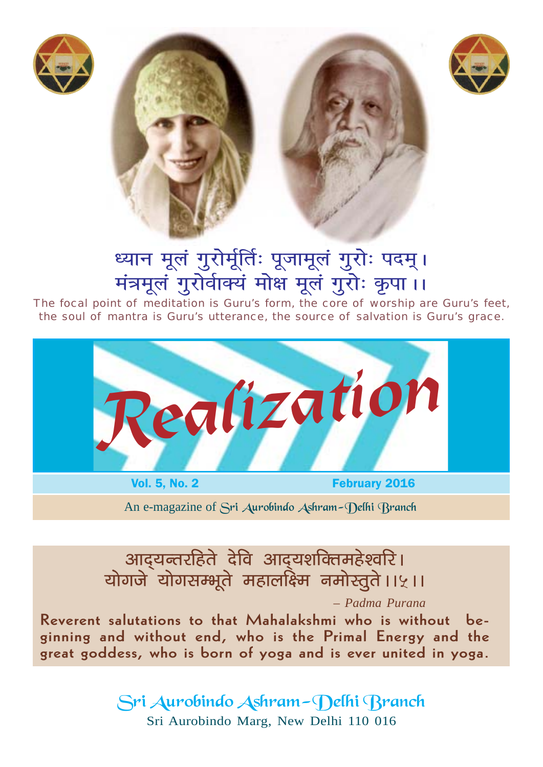ध्यान मूलं गुरोर्मूर्तिः पूजामूलं गुरोः पदम्।
मंत्रमूलं गुरोर्वाक्यं मोक्ष मूलं गुरोः कृपा ।।

The focal point of meditation is Guru's form, the core of worship are Guru's feet, the soul of mantra is Guru's utterance, the source of salvation is Guru's grace.

# Realization

**Vol. 5, No. 2** **February 2016**

An e-magazine of Sri Aurobindo Ashram-Delhi Branch

आद्यन्तरहिते देवि आद्यशक्तिमहेश्वरि।
योगजे योगसम्भूते महालक्ष्मि नमोस्तुते।।५।।

*– Padma Purana*

**Reverent salutations to that Mahalakshmi who is without beginning and without end, who is the Primal Energy and the great goddess, who is born of yoga and is ever united in yoga.**

Sri Aurobindo Ashram-Delhi Branch
Sri Aurobindo Marg, New Delhi 110 016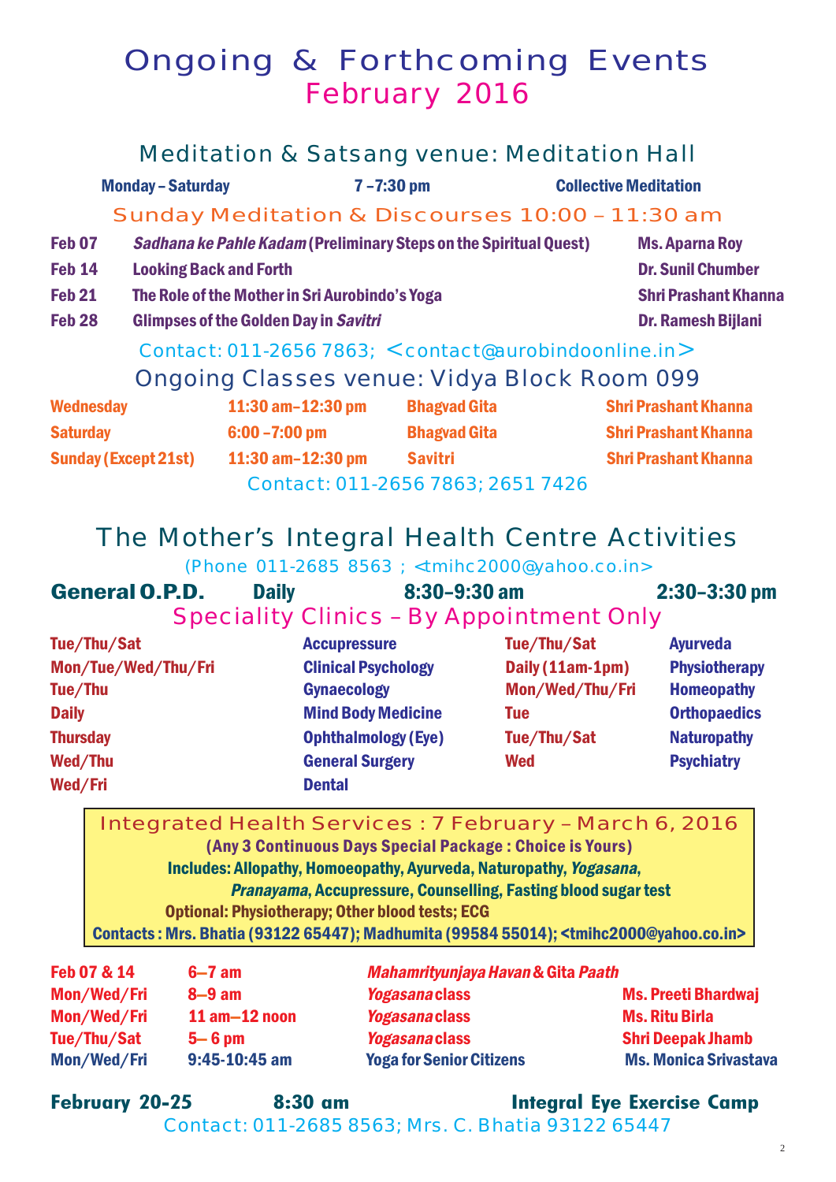# Ongoing & Forthcoming Events
## February 2016

### Meditation & Satsang venue: Meditation Hall

| Monday – Saturday | 7 –7:30 pm | Collective Meditation |
|---|---|---|

**Sunday Meditation & Discourses 10:00 – 11:30 am**

| | | |
|---|---|---|
| Feb 07 | *Sadhana ke Pahle Kadam* (Preliminary Steps on the Spiritual Quest) | Ms. Aparna Roy |
| Feb 14 | Looking Back and Forth | Dr. Sunil Chumber |
| Feb 21 | The Role of the Mother in Sri Aurobindo's Yoga | Shri Prashant Khanna |
| Feb 28 | Glimpses of the Golden Day in *Savitri* | Dr. Ramesh Bijlani |

Contact: 011-2656 7863; <contact@aurobindoonline.in>

### Ongoing Classes venue: Vidya Block Room 099

| | | | |
|---|---|---|---|
| Wednesday | 11:30 am–12:30 pm | Bhagvad Gita | Shri Prashant Khanna |
| Saturday | 6:00 –7:00 pm | Bhagvad Gita | Shri Prashant Khanna |
| Sunday (Except 21st) | 11:30 am–12:30 pm | Savitri | Shri Prashant Khanna |

Contact: 011-2656 7863; 2651 7426

## The Mother's Integral Health Centre Activities

(Phone 011-2685 8563 ; <tmihc2000@yahoo.co.in>

**General O.P.D.** Daily 8:30–9:30 am 2:30–3:30 pm

**Speciality Clinics – By Appointment Only**

| | | | |
|---|---|---|---|
| Tue/Thu/Sat | Accupressure | Tue/Thu/Sat | Ayurveda |
| Mon/Tue/Wed/Thu/Fri | Clinical Psychology | Daily (11am-1pm) | Physiotherapy |
| Tue/Thu | Gynaecology | Mon/Wed/Thu/Fri | Homeopathy |
| Daily | Mind Body Medicine | Tue | Orthopaedics |
| Thursday | Ophthalmology (Eye) | Tue/Thu/Sat | Naturopathy |
| Wed/Thu | General Surgery | Wed | Psychiatry |
| Wed/Fri | Dental | | |

**Integrated Health Services : 7 February – March 6, 2016**

(Any 3 Continuous Days Special Package : Choice is Yours)

Includes: Allopathy, Homoeopathy, Ayurveda, Naturopathy, *Yogasana*, *Pranayama*, Accupressure, Counselling, Fasting blood sugar test

Optional: Physiotherapy; Other blood tests; ECG

Contacts : Mrs. Bhatia (93122 65447); Madhumita (99584 55014); <tmihc2000@yahoo.co.in>

| | | | |
|---|---|---|---|
| Feb 07 & 14 | 6–7 am | *Mahamrityunjaya Havan* & Gita *Paath* | |
| Mon/Wed/Fri | 8–9 am | *Yogasana* class | Ms. Preeti Bhardwaj |
| Mon/Wed/Fri | 11 am–12 noon | *Yogasana* class | Ms. Ritu Birla |
| Tue/Thu/Sat | 5– 6 pm | *Yogasana* class | Shri Deepak Jhamb |
| Mon/Wed/Fri | 9:45-10:45 am | Yoga for Senior Citizens | Ms. Monica Srivastava |

**February 20-25** 8:30 am **Integral Eye Exercise Camp**

Contact: 011-2685 8563; Mrs. C. Bhatia 93122 65447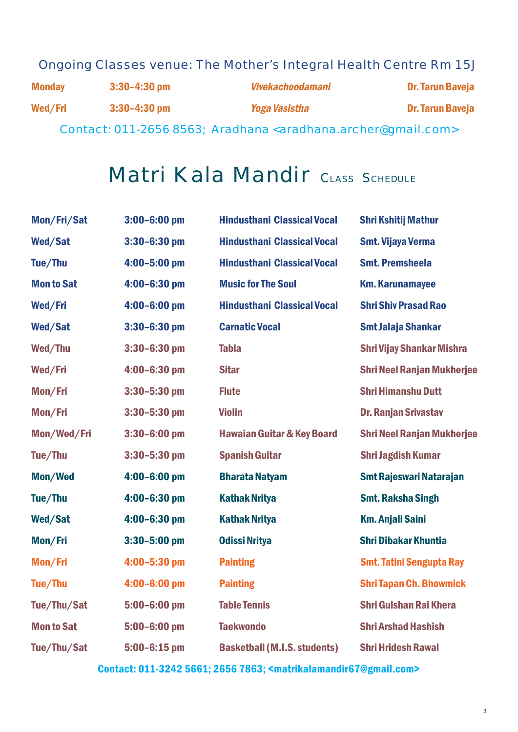## Ongoing Classes venue: The Mother's Integral Health Centre Rm 15J

| | | | |
|---|---|---|---|
| **Monday** | **3:30–4:30 pm** | ***Vivekachoodamani*** | **Dr. Tarun Baveja** |
| **Wed/Fri** | **3:30–4:30 pm** | ***Yoga Vasistha*** | **Dr. Tarun Baveja** |

Contact: 011-2656 8563; Aradhana <aradhana.archer@gmail.com>

# Matri Kala Mandir Class Schedule

| | | | |
|---|---|---|---|
| **Mon/Fri/Sat** | **3:00–6:00 pm** | **Hindusthani Classical Vocal** | **Shri Kshitij Mathur** |
| **Wed/Sat** | **3:30–6:30 pm** | **Hindusthani Classical Vocal** | **Smt. Vijaya Verma** |
| **Tue/Thu** | **4:00–5:00 pm** | **Hindusthani Classical Vocal** | **Smt. Premsheela** |
| **Mon to Sat** | **4:00–6:30 pm** | **Music for The Soul** | **Km. Karunamayee** |
| **Wed/Fri** | **4:00–6:00 pm** | **Hindusthani Classical Vocal** | **Shri Shiv Prasad Rao** |
| **Wed/Sat** | **3:30–6:30 pm** | **Carnatic Vocal** | **Smt Jalaja Shankar** |
| **Wed/Thu** | **3:30–6:30 pm** | **Tabla** | **Shri Vijay Shankar Mishra** |
| **Wed/Fri** | **4:00–6:30 pm** | **Sitar** | **Shri Neel Ranjan Mukherjee** |
| **Mon/Fri** | **3:30–5:30 pm** | **Flute** | **Shri Himanshu Dutt** |
| **Mon/Fri** | **3:30–5:30 pm** | **Violin** | **Dr. Ranjan Srivastav** |
| **Mon/Wed/Fri** | **3:30–6:00 pm** | **Hawaian Guitar & Key Board** | **Shri Neel Ranjan Mukherjee** |
| **Tue/Thu** | **3:30–5:30 pm** | **Spanish Guitar** | **Shri Jagdish Kumar** |
| **Mon/Wed** | **4:00–6:00 pm** | **Bharata Natyam** | **Smt Rajeswari Natarajan** |
| **Tue/Thu** | **4:00–6:30 pm** | **Kathak Nritya** | **Smt. Raksha Singh** |
| **Wed/Sat** | **4:00–6:30 pm** | **Kathak Nritya** | **Km. Anjali Saini** |
| **Mon/Fri** | **3:30–5:00 pm** | **Odissi Nritya** | **Shri Dibakar Khuntia** |
| **Mon/Fri** | **4:00–5:30 pm** | **Painting** | **Smt. Tatini Sengupta Ray** |
| **Tue/Thu** | **4:00–6:00 pm** | **Painting** | **Shri Tapan Ch. Bhowmick** |
| **Tue/Thu/Sat** | **5:00–6:00 pm** | **Table Tennis** | **Shri Gulshan Rai Khera** |
| **Mon to Sat** | **5:00–6:00 pm** | **Taekwondo** | **Shri Arshad Hashish** |
| **Tue/Thu/Sat** | **5:00–6:15 pm** | **Basketball (M.I.S. students)** | **Shri Hridesh Rawal** |

**Contact: 011-3242 5661; 2656 7863; <matrikalamandir67@gmail.com>**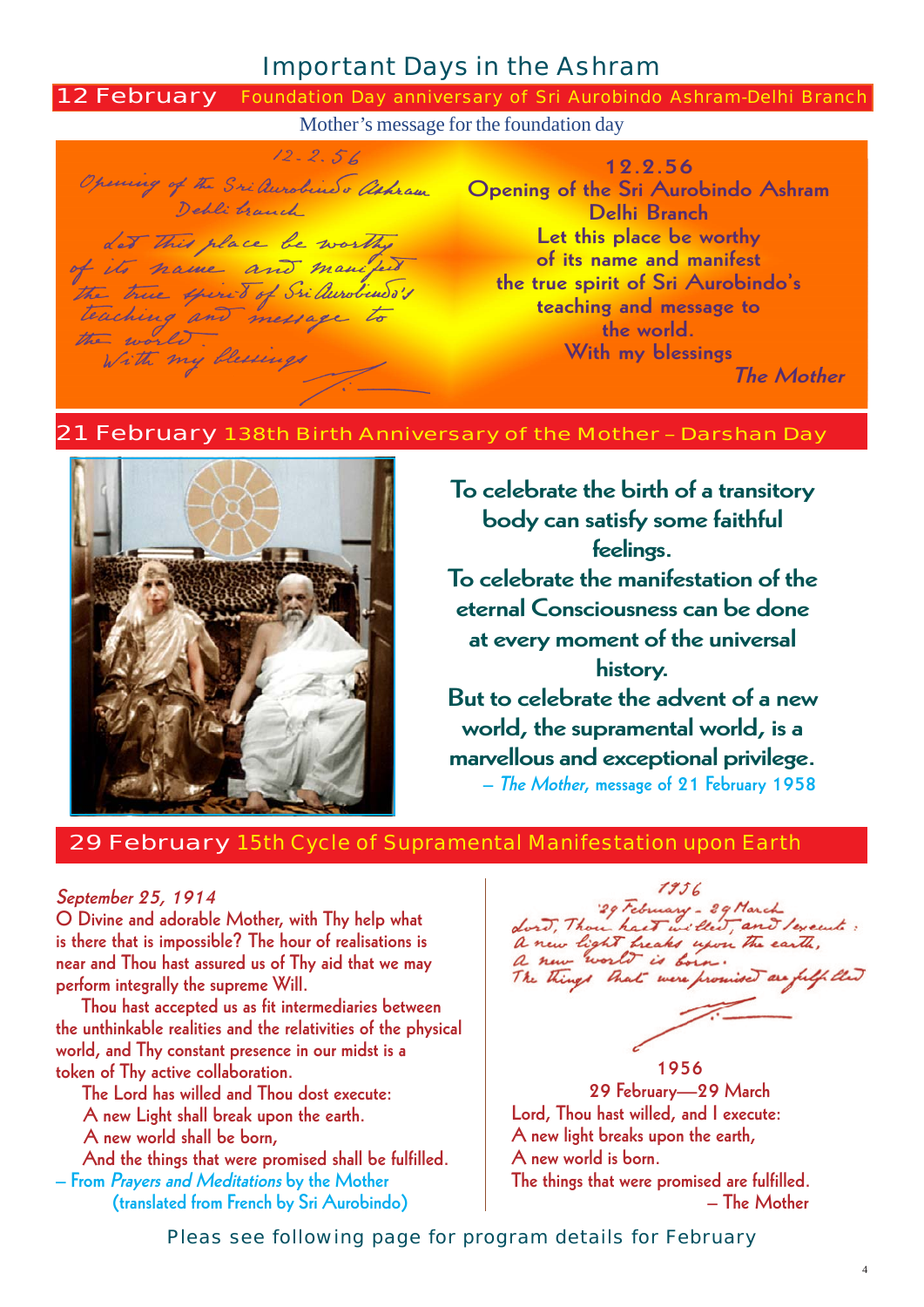# Important Days in the Ashram

## 12 February — Foundation Day anniversary of Sri Aurobindo Ashram-Delhi Branch

Mother's message for the foundation day

12.2.56
Opening of the Sri Aurobindo Ashram
Delhi Branch
Let this place be worthy
of its name and manifest
the true spirit of Sri Aurobindo's
teaching and message to
the world.
With my blessings

*The Mother*

## 21 February — 138th Birth Anniversary of the Mother – Darshan Day

**To celebrate the birth of a transitory body can satisfy some faithful feelings.**
**To celebrate the manifestation of the eternal Consciousness can be done at every moment of the universal history.**
**But to celebrate the advent of a new world, the supramental world, is a marvellous and exceptional privilege.**

– *The Mother*, message of 21 February 1958

## 29 February — 15th Cycle of Supramental Manifestation upon Earth

*September 25, 1914*

O Divine and adorable Mother, with Thy help what is there that is impossible? The hour of realisations is near and Thou hast assured us of Thy aid that we may perform integrally the supreme Will.

Thou hast accepted us as fit intermediaries between the unthinkable realities and the relativities of the physical world, and Thy constant presence in our midst is a token of Thy active collaboration.

The Lord has willed and Thou dost execute:
A new Light shall break upon the earth.
A new world shall be born,
And the things that were promised shall be fulfilled.

– From *Prayers and Meditations* by the Mother
(translated from French by Sri Aurobindo)

1956
29 February—29 March
Lord, Thou hast willed, and I execute:
A new light breaks upon the earth,
A new world is born.
The things that were promised are fulfilled.

– The Mother

Pleas see following page for program details for February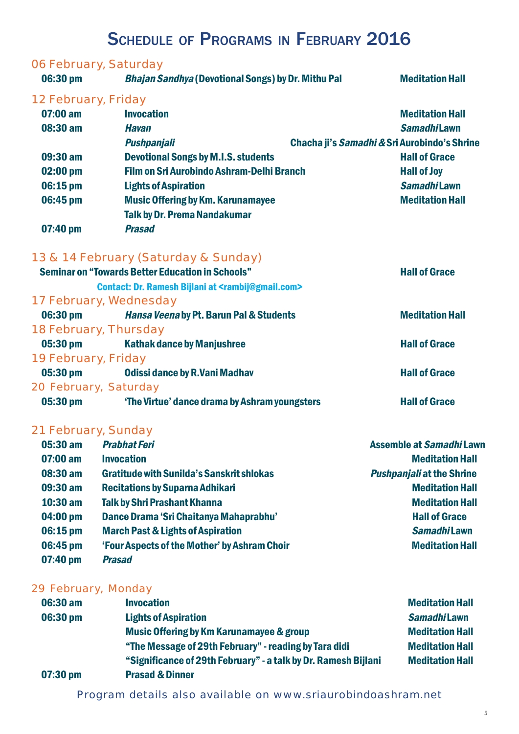# Schedule of Programs in February 2016

## 06 February, Saturday

| | | |
|---|---|---|
| **06:30 pm** | ***Bhajan Sandhya*** **(Devotional Songs) by Dr. Mithu Pal** | **Meditation Hall** |

## 12 February, Friday

| | | |
|---|---|---|
| **07:00 am** | **Invocation** | **Meditation Hall** |
| **08:30 am** | ***Havan*** | ***Samadhi*** **Lawn** |
| | ***Pushpanjali*** | **Chacha ji's** ***Samadhi*** **& Sri Aurobindo's Shrine** |
| **09:30 am** | **Devotional Songs by M.I.S. students** | **Hall of Grace** |
| **02:00 pm** | **Film on Sri Aurobindo Ashram-Delhi Branch** | **Hall of Joy** |
| **06:15 pm** | **Lights of Aspiration** | ***Samadhi*** **Lawn** |
| **06:45 pm** | **Music Offering by Km. Karunamayee** | **Meditation Hall** |
| | **Talk by Dr. Prema Nandakumar** | |
| **07:40 pm** | ***Prasad*** | |

## 13 & 14 February (Saturday & Sunday)

**Seminar on "Towards Better Education in Schools"** — **Hall of Grace**

**Contact: Dr. Ramesh Bijlani at <rambij@gmail.com>**

## 17 February, Wednesday

| | | |
|---|---|---|
| **06:30 pm** | ***Hansa Veena*** **by Pt. Barun Pal & Students** | **Meditation Hall** |

## 18 February, Thursday

| | | |
|---|---|---|
| **05:30 pm** | **Kathak dance by Manjushree** | **Hall of Grace** |

## 19 February, Friday

| | | |
|---|---|---|
| **05:30 pm** | **Odissi dance by R.Vani Madhav** | **Hall of Grace** |

## 20 February, Saturday

| | | |
|---|---|---|
| **05:30 pm** | **'The Virtue' dance drama by Ashram youngsters** | **Hall of Grace** |

## 21 February, Sunday

| | | |
|---|---|---|
| **05:30 am** | ***Prabhat Feri*** | **Assemble at** ***Samadhi*** **Lawn** |
| **07:00 am** | **Invocation** | **Meditation Hall** |
| **08:30 am** | **Gratitude with Sunilda's Sanskrit shlokas** | ***Pushpanjali*** **at the Shrine** |
| **09:30 am** | **Recitations by Suparna Adhikari** | **Meditation Hall** |
| **10:30 am** | **Talk by Shri Prashant Khanna** | **Meditation Hall** |
| **04:00 pm** | **Dance Drama 'Sri Chaitanya Mahaprabhu'** | **Hall of Grace** |
| **06:15 pm** | **March Past & Lights of Aspiration** | ***Samadhi*** **Lawn** |
| **06:45 pm** | **'Four Aspects of the Mother' by Ashram Choir** | **Meditation Hall** |
| **07:40 pm** | ***Prasad*** | |

## 29 February, Monday

| | | |
|---|---|---|
| **06:30 am** | **Invocation** | **Meditation Hall** |
| **06:30 pm** | **Lights of Aspiration** | ***Samadhi*** **Lawn** |
| | **Music Offering by Km Karunamayee & group** | **Meditation Hall** |
| | **"The Message of 29th February" - reading by Tara didi** | **Meditation Hall** |
| | **"Significance of 29th February" - a talk by Dr. Ramesh Bijlani** | **Meditation Hall** |
| **07:30 pm** | **Prasad & Dinner** | |

Program details also available on www.sriaurobindoashram.net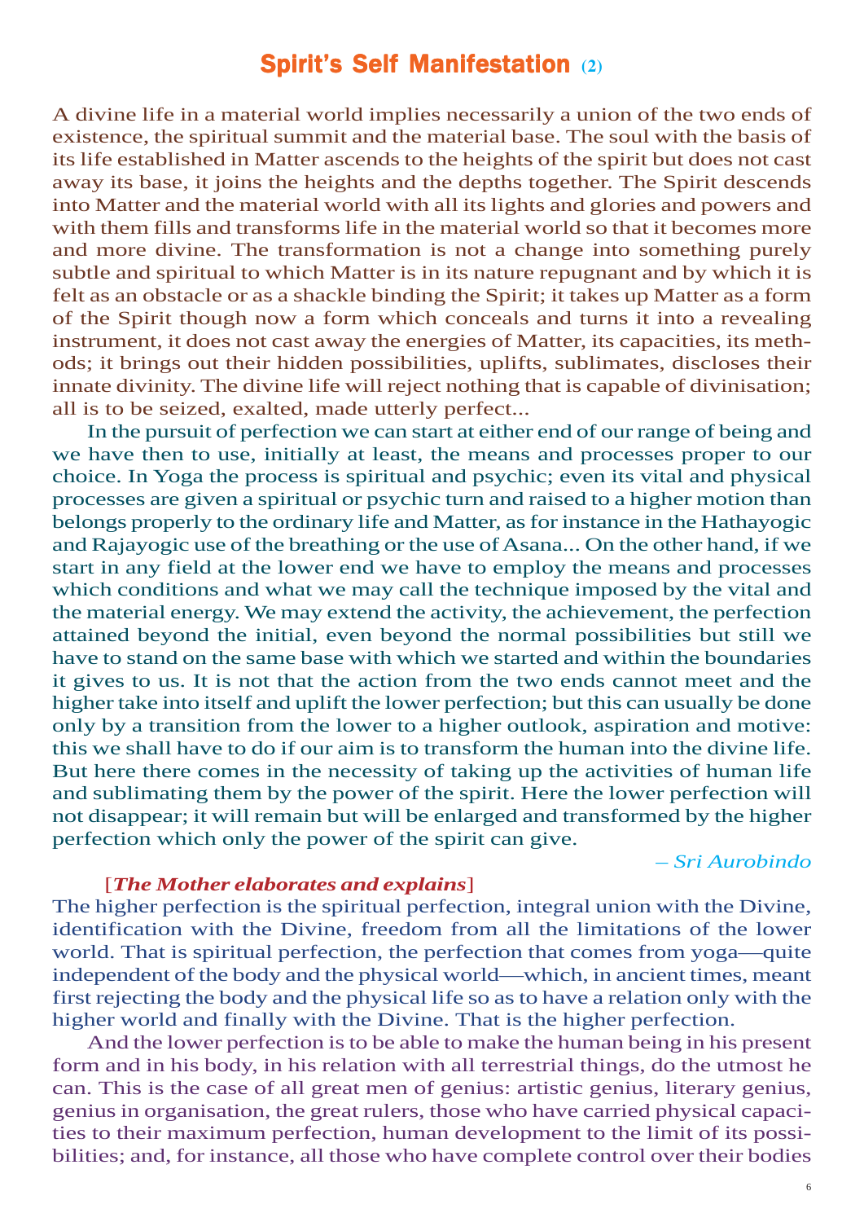# Spirit's Self Manifestation (2)

A divine life in a material world implies necessarily a union of the two ends of existence, the spiritual summit and the material base. The soul with the basis of its life established in Matter ascends to the heights of the spirit but does not cast away its base, it joins the heights and the depths together. The Spirit descends into Matter and the material world with all its lights and glories and powers and with them fills and transforms life in the material world so that it becomes more and more divine. The transformation is not a change into something purely subtle and spiritual to which Matter is in its nature repugnant and by which it is felt as an obstacle or as a shackle binding the Spirit; it takes up Matter as a form of the Spirit though now a form which conceals and turns it into a revealing instrument, it does not cast away the energies of Matter, its capacities, its methods; it brings out their hidden possibilities, uplifts, sublimates, discloses their innate divinity. The divine life will reject nothing that is capable of divinisation; all is to be seized, exalted, made utterly perfect...

In the pursuit of perfection we can start at either end of our range of being and we have then to use, initially at least, the means and processes proper to our choice. In Yoga the process is spiritual and psychic; even its vital and physical processes are given a spiritual or psychic turn and raised to a higher motion than belongs properly to the ordinary life and Matter, as for instance in the Hathayogic and Rajayogic use of the breathing or the use of Asana... On the other hand, if we start in any field at the lower end we have to employ the means and processes which conditions and what we may call the technique imposed by the vital and the material energy. We may extend the activity, the achievement, the perfection attained beyond the initial, even beyond the normal possibilities but still we have to stand on the same base with which we started and within the boundaries it gives to us. It is not that the action from the two ends cannot meet and the higher take into itself and uplift the lower perfection; but this can usually be done only by a transition from the lower to a higher outlook, aspiration and motive: this we shall have to do if our aim is to transform the human into the divine life. But here there comes in the necessity of taking up the activities of human life and sublimating them by the power of the spirit. Here the lower perfection will not disappear; it will remain but will be enlarged and transformed by the higher perfection which only the power of the spirit can give.

*– Sri Aurobindo*

[***The Mother elaborates and explains***]

The higher perfection is the spiritual perfection, integral union with the Divine, identification with the Divine, freedom from all the limitations of the lower world. That is spiritual perfection, the perfection that comes from yoga—quite independent of the body and the physical world—which, in ancient times, meant first rejecting the body and the physical life so as to have a relation only with the higher world and finally with the Divine. That is the higher perfection.

And the lower perfection is to be able to make the human being in his present form and in his body, in his relation with all terrestrial things, do the utmost he can. This is the case of all great men of genius: artistic genius, literary genius, genius in organisation, the great rulers, those who have carried physical capacities to their maximum perfection, human development to the limit of its possibilities; and, for instance, all those who have complete control over their bodies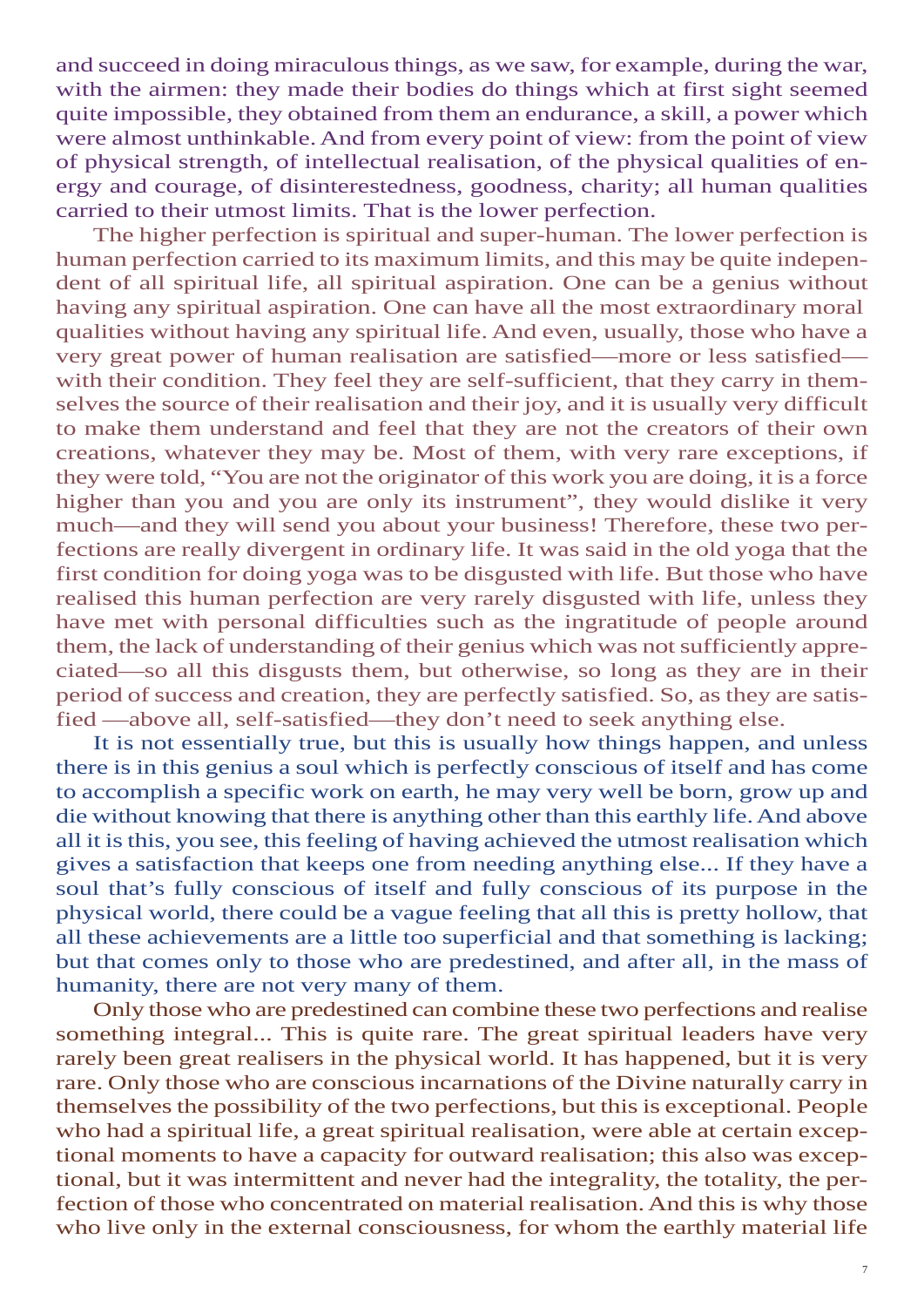and succeed in doing miraculous things, as we saw, for example, during the war, with the airmen: they made their bodies do things which at first sight seemed quite impossible, they obtained from them an endurance, a skill, a power which were almost unthinkable. And from every point of view: from the point of view of physical strength, of intellectual realisation, of the physical qualities of energy and courage, of disinterestedness, goodness, charity; all human qualities carried to their utmost limits. That is the lower perfection.

The higher perfection is spiritual and super-human. The lower perfection is human perfection carried to its maximum limits, and this may be quite independent of all spiritual life, all spiritual aspiration. One can be a genius without having any spiritual aspiration. One can have all the most extraordinary moral qualities without having any spiritual life. And even, usually, those who have a very great power of human realisation are satisfied—more or less satisfied—with their condition. They feel they are self-sufficient, that they carry in themselves the source of their realisation and their joy, and it is usually very difficult to make them understand and feel that they are not the creators of their own creations, whatever they may be. Most of them, with very rare exceptions, if they were told, "You are not the originator of this work you are doing, it is a force higher than you and you are only its instrument", they would dislike it very much—and they will send you about your business! Therefore, these two perfections are really divergent in ordinary life. It was said in the old yoga that the first condition for doing yoga was to be disgusted with life. But those who have realised this human perfection are very rarely disgusted with life, unless they have met with personal difficulties such as the ingratitude of people around them, the lack of understanding of their genius which was not sufficiently appreciated—so all this disgusts them, but otherwise, so long as they are in their period of success and creation, they are perfectly satisfied. So, as they are satisfied —above all, self-satisfied—they don't need to seek anything else.

It is not essentially true, but this is usually how things happen, and unless there is in this genius a soul which is perfectly conscious of itself and has come to accomplish a specific work on earth, he may very well be born, grow up and die without knowing that there is anything other than this earthly life. And above all it is this, you see, this feeling of having achieved the utmost realisation which gives a satisfaction that keeps one from needing anything else... If they have a soul that's fully conscious of itself and fully conscious of its purpose in the physical world, there could be a vague feeling that all this is pretty hollow, that all these achievements are a little too superficial and that something is lacking; but that comes only to those who are predestined, and after all, in the mass of humanity, there are not very many of them.

Only those who are predestined can combine these two perfections and realise something integral... This is quite rare. The great spiritual leaders have very rarely been great realisers in the physical world. It has happened, but it is very rare. Only those who are conscious incarnations of the Divine naturally carry in themselves the possibility of the two perfections, but this is exceptional. People who had a spiritual life, a great spiritual realisation, were able at certain exceptional moments to have a capacity for outward realisation; this also was exceptional, but it was intermittent and never had the integrality, the totality, the perfection of those who concentrated on material realisation. And this is why those who live only in the external consciousness, for whom the earthly material life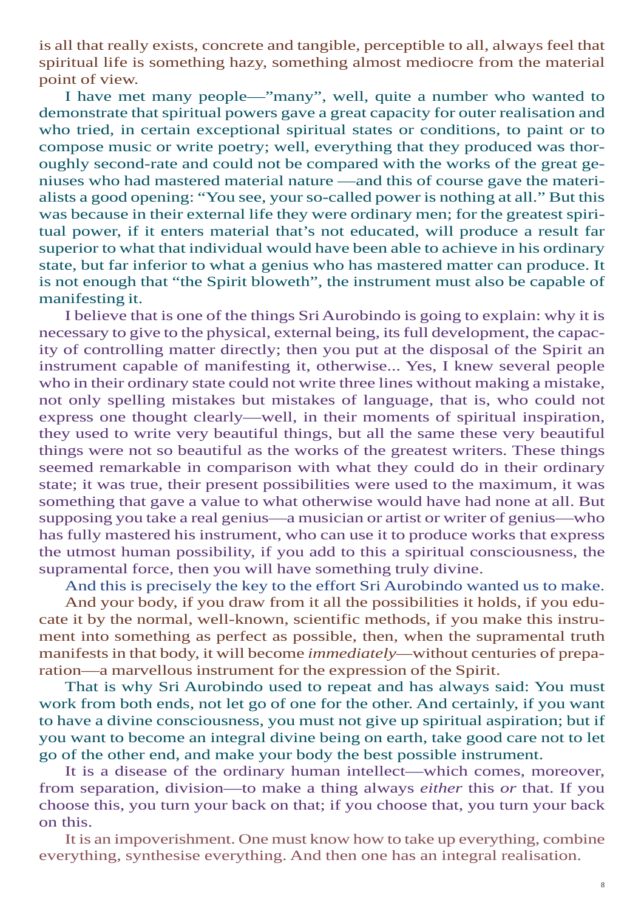is all that really exists, concrete and tangible, perceptible to all, always feel that spiritual life is something hazy, something almost mediocre from the material point of view.

I have met many people—"many", well, quite a number who wanted to demonstrate that spiritual powers gave a great capacity for outer realisation and who tried, in certain exceptional spiritual states or conditions, to paint or to compose music or write poetry; well, everything that they produced was thoroughly second-rate and could not be compared with the works of the great geniuses who had mastered material nature —and this of course gave the materialists a good opening: "You see, your so-called power is nothing at all." But this was because in their external life they were ordinary men; for the greatest spiritual power, if it enters material that's not educated, will produce a result far superior to what that individual would have been able to achieve in his ordinary state, but far inferior to what a genius who has mastered matter can produce. It is not enough that "the Spirit bloweth", the instrument must also be capable of manifesting it.

I believe that is one of the things Sri Aurobindo is going to explain: why it is necessary to give to the physical, external being, its full development, the capacity of controlling matter directly; then you put at the disposal of the Spirit an instrument capable of manifesting it, otherwise... Yes, I knew several people who in their ordinary state could not write three lines without making a mistake, not only spelling mistakes but mistakes of language, that is, who could not express one thought clearly—well, in their moments of spiritual inspiration, they used to write very beautiful things, but all the same these very beautiful things were not so beautiful as the works of the greatest writers. These things seemed remarkable in comparison with what they could do in their ordinary state; it was true, their present possibilities were used to the maximum, it was something that gave a value to what otherwise would have had none at all. But supposing you take a real genius—a musician or artist or writer of genius—who has fully mastered his instrument, who can use it to produce works that express the utmost human possibility, if you add to this a spiritual consciousness, the supramental force, then you will have something truly divine.

And this is precisely the key to the effort Sri Aurobindo wanted us to make.

And your body, if you draw from it all the possibilities it holds, if you educate it by the normal, well-known, scientific methods, if you make this instrument into something as perfect as possible, then, when the supramental truth manifests in that body, it will become *immediately*—without centuries of preparation—a marvellous instrument for the expression of the Spirit.

That is why Sri Aurobindo used to repeat and has always said: You must work from both ends, not let go of one for the other. And certainly, if you want to have a divine consciousness, you must not give up spiritual aspiration; but if you want to become an integral divine being on earth, take good care not to let go of the other end, and make your body the best possible instrument.

It is a disease of the ordinary human intellect—which comes, moreover, from separation, division—to make a thing always *either* this *or* that. If you choose this, you turn your back on that; if you choose that, you turn your back on this.

It is an impoverishment. One must know how to take up everything, combine everything, synthesise everything. And then one has an integral realisation.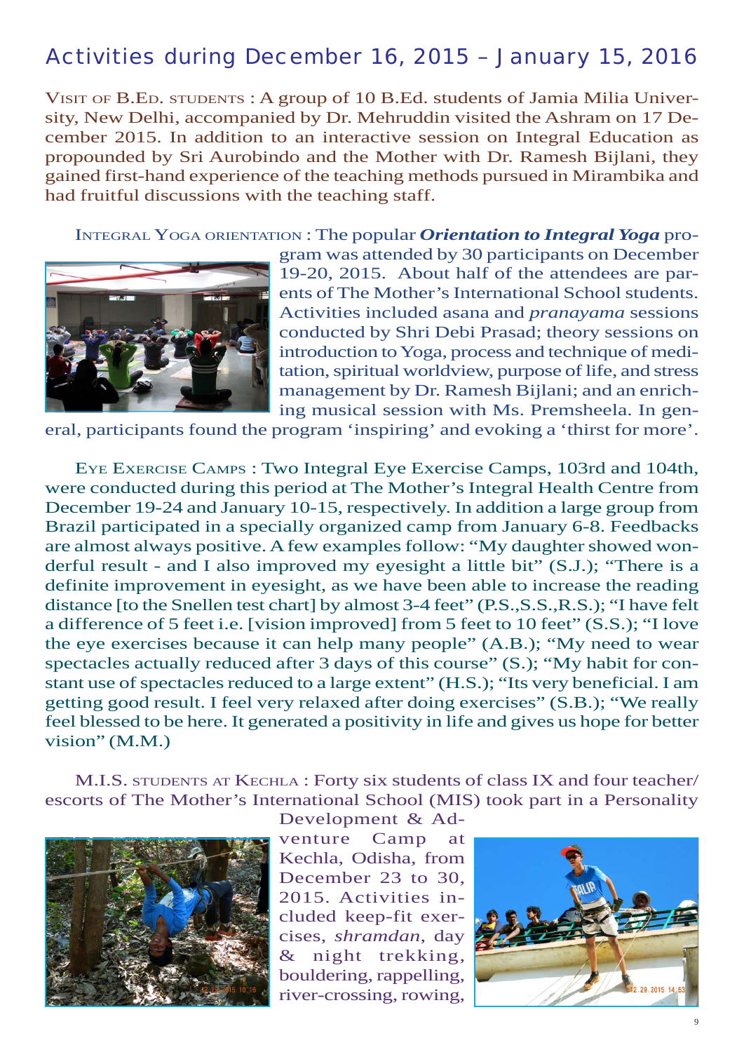## Activities during December 16, 2015 – January 15, 2016

VISIT OF B.ED. STUDENTS : A group of 10 B.Ed. students of Jamia Milia University, New Delhi, accompanied by Dr. Mehruddin visited the Ashram on 17 December 2015. In addition to an interactive session on Integral Education as propounded by Sri Aurobindo and the Mother with Dr. Ramesh Bijlani, they gained first-hand experience of the teaching methods pursued in Mirambika and had fruitful discussions with the teaching staff.

INTEGRAL YOGA ORIENTATION : The popular ***Orientation to Integral Yoga*** program was attended by 30 participants on December 19-20, 2015. About half of the attendees are parents of The Mother's International School students. Activities included asana and *pranayama* sessions conducted by Shri Debi Prasad; theory sessions on introduction to Yoga, process and technique of meditation, spiritual worldview, purpose of life, and stress management by Dr. Ramesh Bijlani; and an enriching musical session with Ms. Premsheela. In general, participants found the program 'inspiring' and evoking a 'thirst for more'.

EYE EXERCISE CAMPS : Two Integral Eye Exercise Camps, 103rd and 104th, were conducted during this period at The Mother's Integral Health Centre from December 19-24 and January 10-15, respectively. In addition a large group from Brazil participated in a specially organized camp from January 6-8. Feedbacks are almost always positive. A few examples follow: "My daughter showed wonderful result - and I also improved my eyesight a little bit" (S.J.); "There is a definite improvement in eyesight, as we have been able to increase the reading distance [to the Snellen test chart] by almost 3-4 feet" (P.S.,S.S.,R.S.); "I have felt a difference of 5 feet i.e. [vision improved] from 5 feet to 10 feet" (S.S.); "I love the eye exercises because it can help many people" (A.B.); "My need to wear spectacles actually reduced after 3 days of this course" (S.); "My habit for constant use of spectacles reduced to a large extent" (H.S.); "Its very beneficial. I am getting good result. I feel very relaxed after doing exercises" (S.B.); "We really feel blessed to be here. It generated a positivity in life and gives us hope for better vision" (M.M.)

M.I.S. STUDENTS AT KECHLA : Forty six students of class IX and four teacher/escorts of The Mother's International School (MIS) took part in a Personality Development & Adventure Camp at Kechla, Odisha, from December 23 to 30, 2015. Activities included keep-fit exercises, *shramdan*, day & night trekking, bouldering, rappelling, river-crossing, rowing,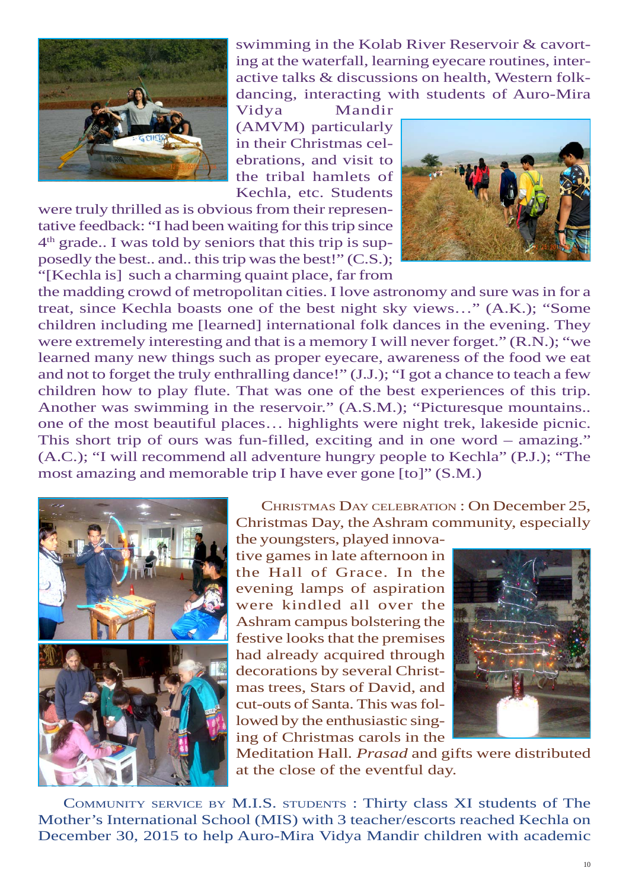swimming in the Kolab River Reservoir & cavorting at the waterfall, learning eyecare routines, interactive talks & discussions on health, Western folk-dancing, interacting with students of Auro-Mira Vidya Mandir (AMVM) particularly in their Christmas celebrations, and visit to the tribal hamlets of Kechla, etc. Students were truly thrilled as is obvious from their representative feedback: "I had been waiting for this trip since 4th grade.. I was told by seniors that this trip is supposedly the best.. and.. this trip was the best!" (C.S.); "[Kechla is] such a charming quaint place, far from the madding crowd of metropolitan cities. I love astronomy and sure was in for a treat, since Kechla boasts one of the best night sky views…" (A.K.); "Some children including me [learned] international folk dances in the evening. They were extremely interesting and that is a memory I will never forget." (R.N.); "we learned many new things such as proper eyecare, awareness of the food we eat and not to forget the truly enthralling dance!" (J.J.); "I got a chance to teach a few children how to play flute. That was one of the best experiences of this trip. Another was swimming in the reservoir." (A.S.M.); "Picturesque mountains.. one of the most beautiful places… highlights were night trek, lakeside picnic. This short trip of ours was fun-filled, exciting and in one word – amazing." (A.C.); "I will recommend all adventure hungry people to Kechla" (P.J.); "The most amazing and memorable trip I have ever gone [to]" (S.M.)

CHRISTMAS DAY CELEBRATION : On December 25, Christmas Day, the Ashram community, especially the youngsters, played innovative games in late afternoon in the Hall of Grace. In the evening lamps of aspiration were kindled all over the Ashram campus bolstering the festive looks that the premises had already acquired through decorations by several Christmas trees, Stars of David, and cut-outs of Santa. This was followed by the enthusiastic singing of Christmas carols in the Meditation Hall. *Prasad* and gifts were distributed at the close of the eventful day.

COMMUNITY SERVICE BY M.I.S. STUDENTS : Thirty class XI students of The Mother's International School (MIS) with 3 teacher/escorts reached Kechla on December 30, 2015 to help Auro-Mira Vidya Mandir children with academic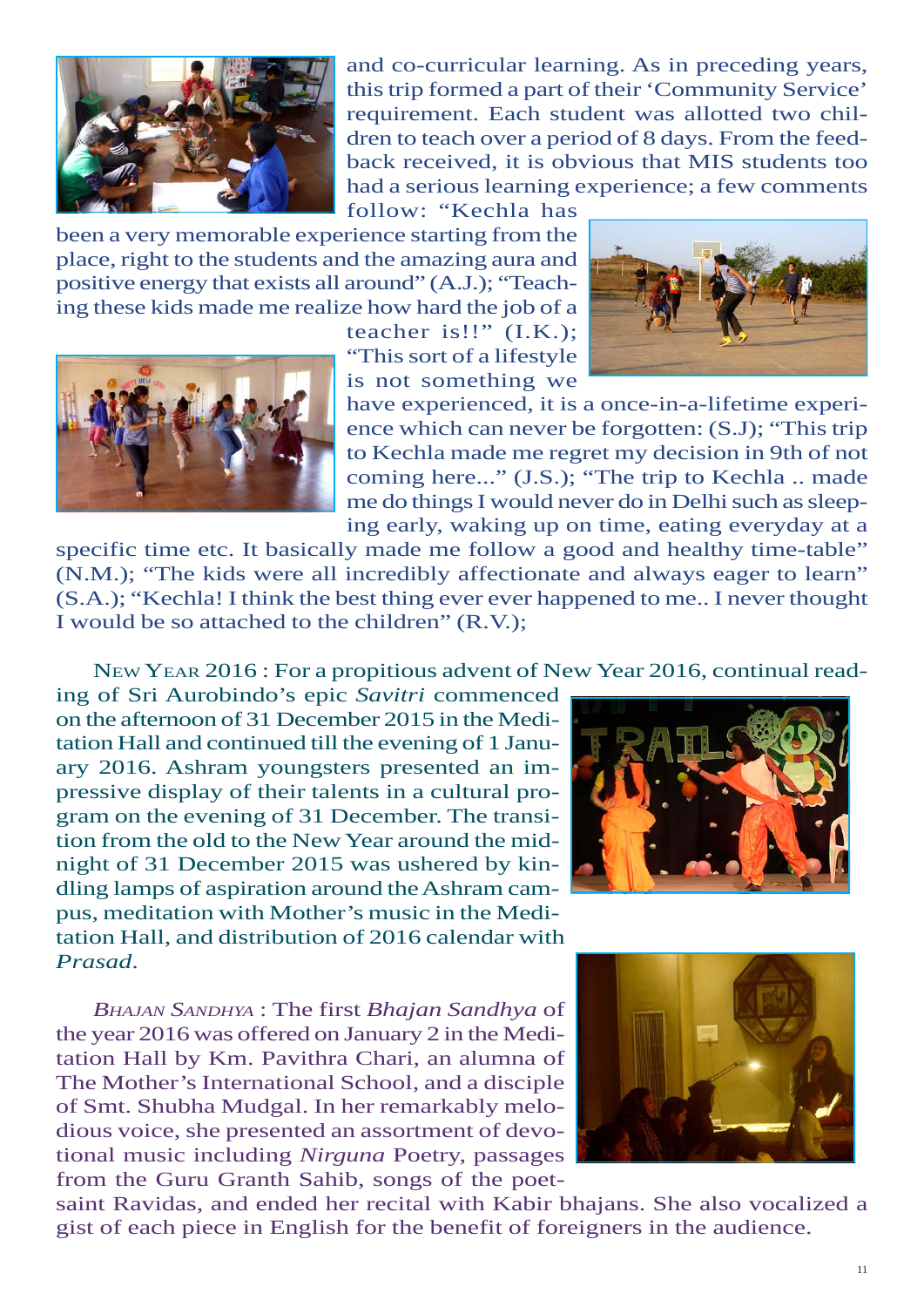and co-curricular learning. As in preceding years, this trip formed a part of their 'Community Service' requirement. Each student was allotted two children to teach over a period of 8 days. From the feedback received, it is obvious that MIS students too had a serious learning experience; a few comments follow: "Kechla has been a very memorable experience starting from the place, right to the students and the amazing aura and positive energy that exists all around" (A.J.); "Teaching these kids made me realize how hard the job of a teacher is!!" (I.K.); "This sort of a lifestyle is not something we have experienced, it is a once-in-a-lifetime experience which can never be forgotten: (S.J); "This trip to Kechla made me regret my decision in 9th of not coming here..." (J.S.); "The trip to Kechla .. made me do things I would never do in Delhi such as sleeping early, waking up on time, eating everyday at a specific time etc. It basically made me follow a good and healthy time-table" (N.M.); "The kids were all incredibly affectionate and always eager to learn" (S.A.); "Kechla! I think the best thing ever ever happened to me.. I never thought I would be so attached to the children" (R.V.);

NEW YEAR 2016 : For a propitious advent of New Year 2016, continual reading of Sri Aurobindo's epic *Savitri* commenced on the afternoon of 31 December 2015 in the Meditation Hall and continued till the evening of 1 January 2016. Ashram youngsters presented an impressive display of their talents in a cultural program on the evening of 31 December. The transition from the old to the New Year around the midnight of 31 December 2015 was ushered by kindling lamps of aspiration around the Ashram campus, meditation with Mother's music in the Meditation Hall, and distribution of 2016 calendar with *Prasad*.

*BHAJAN SANDHYA* : The first *Bhajan Sandhya* of the year 2016 was offered on January 2 in the Meditation Hall by Km. Pavithra Chari, an alumna of The Mother's International School, and a disciple of Smt. Shubha Mudgal. In her remarkably melodious voice, she presented an assortment of devotional music including *Nirguna* Poetry, passages from the Guru Granth Sahib, songs of the poet-saint Ravidas, and ended her recital with Kabir bhajans. She also vocalized a gist of each piece in English for the benefit of foreigners in the audience.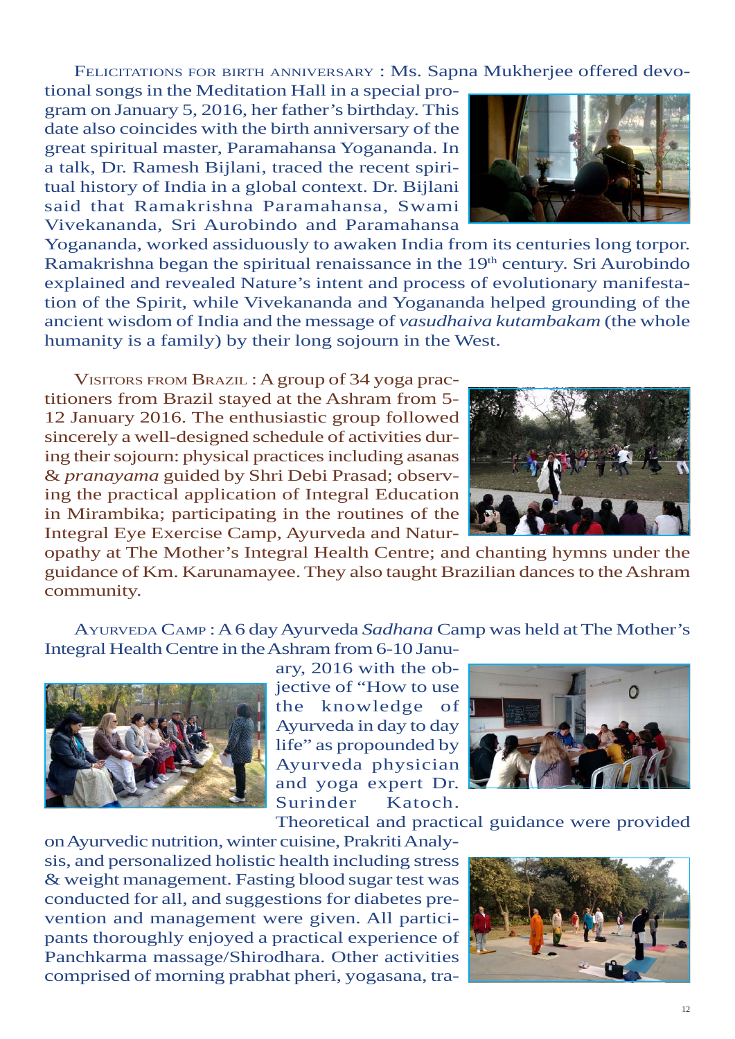Felicitations for birth anniversary : Ms. Sapna Mukherjee offered devotional songs in the Meditation Hall in a special program on January 5, 2016, her father's birthday. This date also coincides with the birth anniversary of the great spiritual master, Paramahansa Yogananda. In a talk, Dr. Ramesh Bijlani, traced the recent spiritual history of India in a global context. Dr. Bijlani said that Ramakrishna Paramahansa, Swami Vivekananda, Sri Aurobindo and Paramahansa Yogananda, worked assiduously to awaken India from its centuries long torpor. Ramakrishna began the spiritual renaissance in the 19th century. Sri Aurobindo explained and revealed Nature's intent and process of evolutionary manifestation of the Spirit, while Vivekananda and Yogananda helped grounding of the ancient wisdom of India and the message of *vasudhaiva kutambakam* (the whole humanity is a family) by their long sojourn in the West.

Visitors from Brazil : A group of 34 yoga practitioners from Brazil stayed at the Ashram from 5-12 January 2016. The enthusiastic group followed sincerely a well-designed schedule of activities during their sojourn: physical practices including asanas & *pranayama* guided by Shri Debi Prasad; observing the practical application of Integral Education in Mirambika; participating in the routines of the Integral Eye Exercise Camp, Ayurveda and Naturopathy at The Mother's Integral Health Centre; and chanting hymns under the guidance of Km. Karunamayee. They also taught Brazilian dances to the Ashram community.

Ayurveda Camp : A 6 day Ayurveda *Sadhana* Camp was held at The Mother's Integral Health Centre in the Ashram from 6-10 January, 2016 with the objective of "How to use the knowledge of Ayurveda in day to day life" as propounded by Ayurveda physician and yoga expert Dr. Surinder Katoch. Theoretical and practical guidance were provided on Ayurvedic nutrition, winter cuisine, Prakriti Analysis, and personalized holistic health including stress & weight management. Fasting blood sugar test was conducted for all, and suggestions for diabetes prevention and management were given. All participants thoroughly enjoyed a practical experience of Panchkarma massage/Shirodhara. Other activities comprised of morning prabhat pheri, yogasana, tra-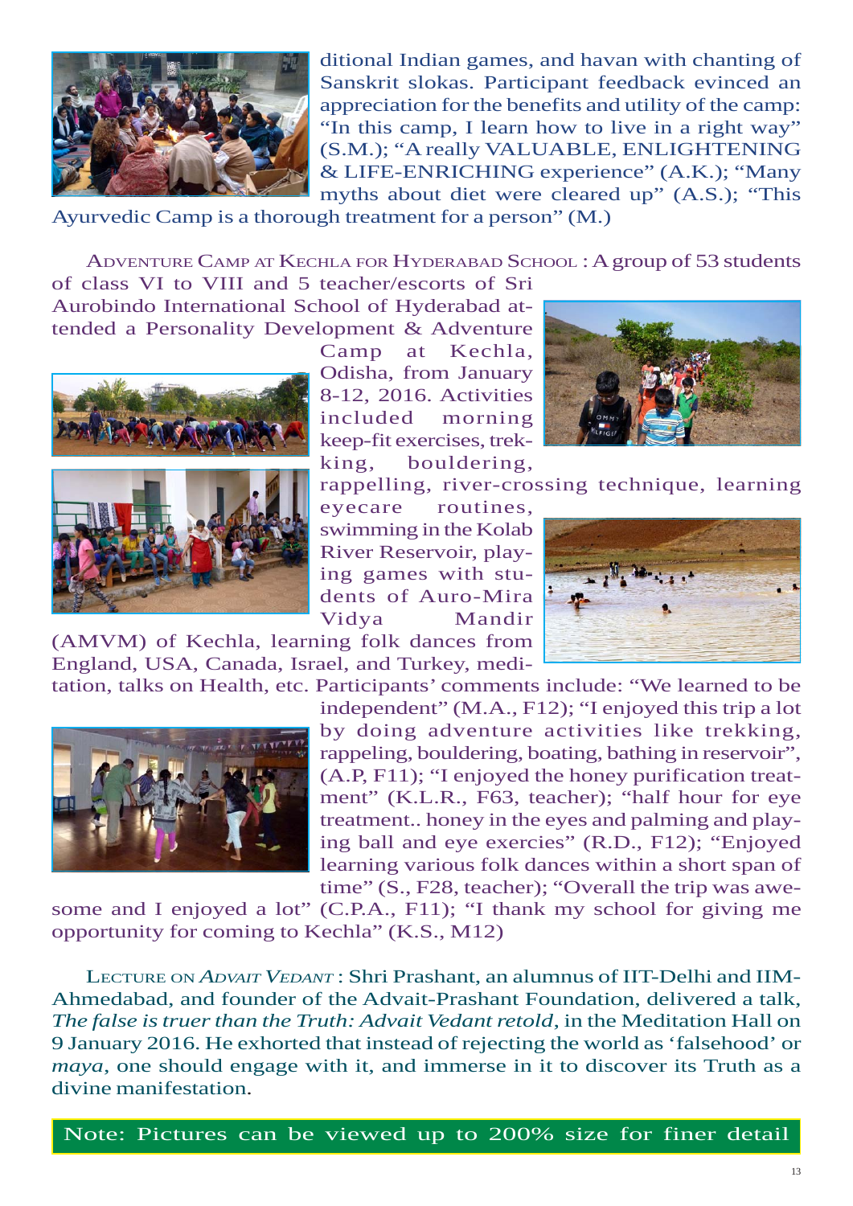ditional Indian games, and havan with chanting of Sanskrit slokas. Participant feedback evinced an appreciation for the benefits and utility of the camp: "In this camp, I learn how to live in a right way" (S.M.); "A really VALUABLE, ENLIGHTENING & LIFE-ENRICHING experience" (A.K.); "Many myths about diet were cleared up" (A.S.); "This Ayurvedic Camp is a thorough treatment for a person" (M.)

ADVENTURE CAMP AT KECHLA FOR HYDERABAD SCHOOL : A group of 53 students of class VI to VIII and 5 teacher/escorts of Sri Aurobindo International School of Hyderabad attended a Personality Development & Adventure Camp at Kechla, Odisha, from January 8-12, 2016. Activities included morning keep-fit exercises, trekking, bouldering, rappelling, river-crossing technique, learning eyecare routines, swimming in the Kolab River Reservoir, playing games with students of Auro-Mira Vidya Mandir (AMVM) of Kechla, learning folk dances from England, USA, Canada, Israel, and Turkey, meditation, talks on Health, etc. Participants' comments include: "We learned to be independent" (M.A., F12); "I enjoyed this trip a lot by doing adventure activities like trekking, rappeling, bouldering, boating, bathing in reservoir", (A.P, F11); "I enjoyed the honey purification treatment" (K.L.R., F63, teacher); "half hour for eye treatment.. honey in the eyes and palming and playing ball and eye exercises" (R.D., F12); "Enjoyed learning various folk dances within a short span of time" (S., F28, teacher); "Overall the trip was awesome and I enjoyed a lot" (C.P.A., F11); "I thank my school for giving me opportunity for coming to Kechla" (K.S., M12)

LECTURE ON *ADVAIT VEDANT* : Shri Prashant, an alumnus of IIT-Delhi and IIM-Ahmedabad, and founder of the Advait-Prashant Foundation, delivered a talk, *The false is truer than the Truth: Advait Vedant retold*, in the Meditation Hall on 9 January 2016. He exhorted that instead of rejecting the world as 'falsehood' or *maya*, one should engage with it, and immerse in it to discover its Truth as a divine manifestation.

Note: Pictures can be viewed up to 200% size for finer detail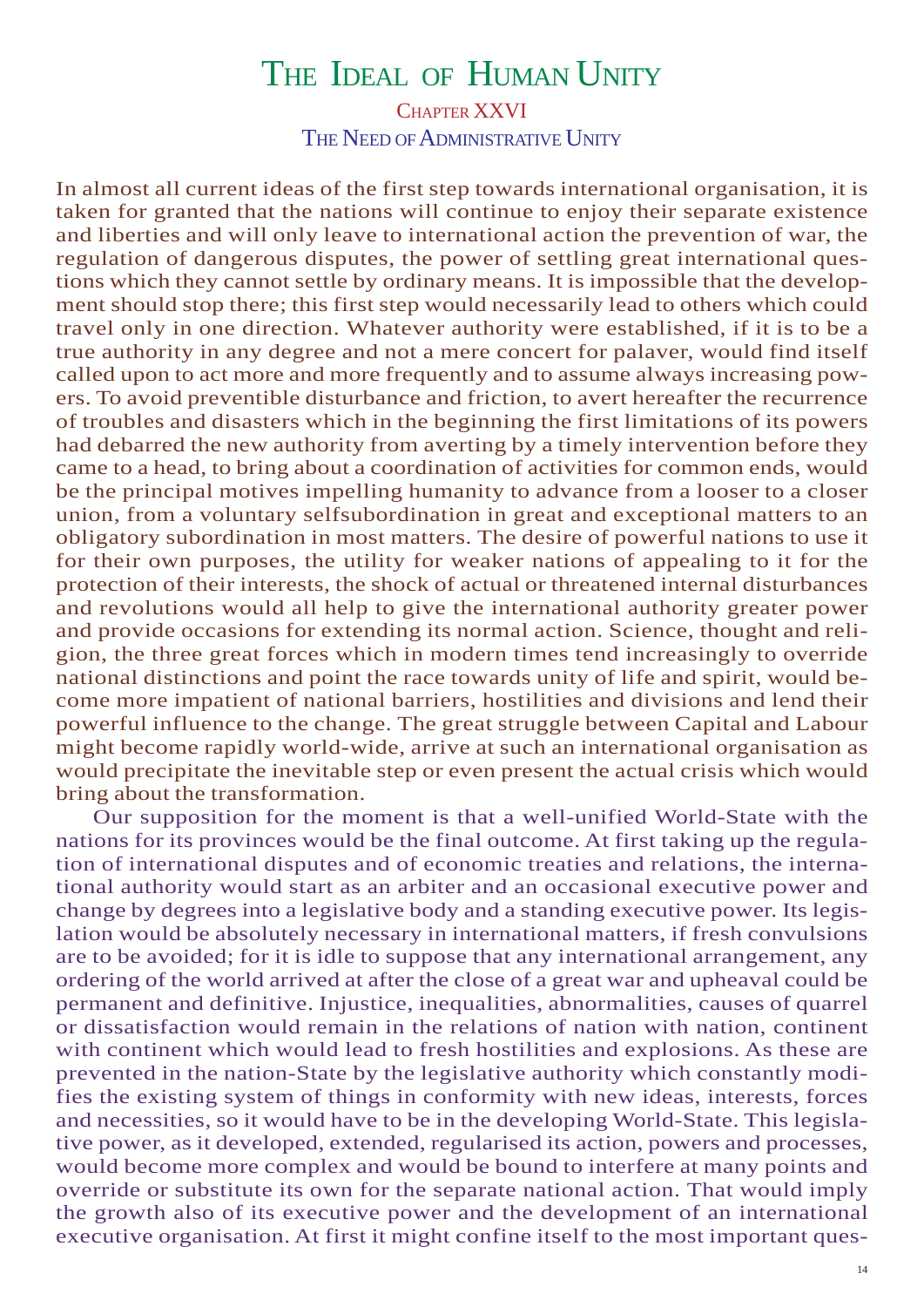# The Ideal of Human Unity

## Chapter XXVI

### The Need of Administrative Unity

In almost all current ideas of the first step towards international organisation, it is taken for granted that the nations will continue to enjoy their separate existence and liberties and will only leave to international action the prevention of war, the regulation of dangerous disputes, the power of settling great international questions which they cannot settle by ordinary means. It is impossible that the development should stop there; this first step would necessarily lead to others which could travel only in one direction. Whatever authority were established, if it is to be a true authority in any degree and not a mere concert for palaver, would find itself called upon to act more and more frequently and to assume always increasing powers. To avoid preventible disturbance and friction, to avert hereafter the recurrence of troubles and disasters which in the beginning the first limitations of its powers had debarred the new authority from averting by a timely intervention before they came to a head, to bring about a coordination of activities for common ends, would be the principal motives impelling humanity to advance from a looser to a closer union, from a voluntary selfsubordination in great and exceptional matters to an obligatory subordination in most matters. The desire of powerful nations to use it for their own purposes, the utility for weaker nations of appealing to it for the protection of their interests, the shock of actual or threatened internal disturbances and revolutions would all help to give the international authority greater power and provide occasions for extending its normal action. Science, thought and religion, the three great forces which in modern times tend increasingly to override national distinctions and point the race towards unity of life and spirit, would become more impatient of national barriers, hostilities and divisions and lend their powerful influence to the change. The great struggle between Capital and Labour might become rapidly world-wide, arrive at such an international organisation as would precipitate the inevitable step or even present the actual crisis which would bring about the transformation.

Our supposition for the moment is that a well-unified World-State with the nations for its provinces would be the final outcome. At first taking up the regulation of international disputes and of economic treaties and relations, the international authority would start as an arbiter and an occasional executive power and change by degrees into a legislative body and a standing executive power. Its legislation would be absolutely necessary in international matters, if fresh convulsions are to be avoided; for it is idle to suppose that any international arrangement, any ordering of the world arrived at after the close of a great war and upheaval could be permanent and definitive. Injustice, inequalities, abnormalities, causes of quarrel or dissatisfaction would remain in the relations of nation with nation, continent with continent which would lead to fresh hostilities and explosions. As these are prevented in the nation-State by the legislative authority which constantly modifies the existing system of things in conformity with new ideas, interests, forces and necessities, so it would have to be in the developing World-State. This legislative power, as it developed, extended, regularised its action, powers and processes, would become more complex and would be bound to interfere at many points and override or substitute its own for the separate national action. That would imply the growth also of its executive power and the development of an international executive organisation. At first it might confine itself to the most important ques-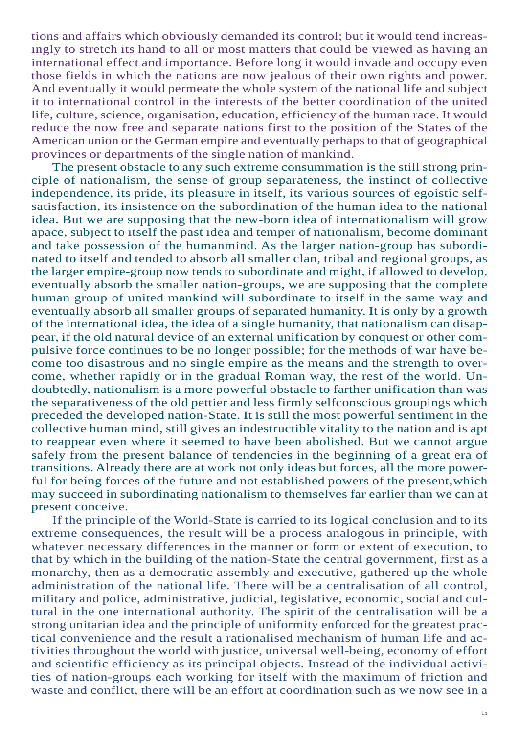tions and affairs which obviously demanded its control; but it would tend increasingly to stretch its hand to all or most matters that could be viewed as having an international effect and importance. Before long it would invade and occupy even those fields in which the nations are now jealous of their own rights and power. And eventually it would permeate the whole system of the national life and subject it to international control in the interests of the better coordination of the united life, culture, science, organisation, education, efficiency of the human race. It would reduce the now free and separate nations first to the position of the States of the American union or the German empire and eventually perhaps to that of geographical provinces or departments of the single nation of mankind.

The present obstacle to any such extreme consummation is the still strong principle of nationalism, the sense of group separateness, the instinct of collective independence, its pride, its pleasure in itself, its various sources of egoistic self-satisfaction, its insistence on the subordination of the human idea to the national idea. But we are supposing that the new-born idea of internationalism will grow apace, subject to itself the past idea and temper of nationalism, become dominant and take possession of the humanmind. As the larger nation-group has subordinated to itself and tended to absorb all smaller clan, tribal and regional groups, as the larger empire-group now tends to subordinate and might, if allowed to develop, eventually absorb the smaller nation-groups, we are supposing that the complete human group of united mankind will subordinate to itself in the same way and eventually absorb all smaller groups of separated humanity. It is only by a growth of the international idea, the idea of a single humanity, that nationalism can disappear, if the old natural device of an external unification by conquest or other compulsive force continues to be no longer possible; for the methods of war have become too disastrous and no single empire as the means and the strength to overcome, whether rapidly or in the gradual Roman way, the rest of the world. Undoubtedly, nationalism is a more powerful obstacle to farther unification than was the separativeness of the old pettier and less firmly selfconscious groupings which preceded the developed nation-State. It is still the most powerful sentiment in the collective human mind, still gives an indestructible vitality to the nation and is apt to reappear even where it seemed to have been abolished. But we cannot argue safely from the present balance of tendencies in the beginning of a great era of transitions. Already there are at work not only ideas but forces, all the more powerful for being forces of the future and not established powers of the present,which may succeed in subordinating nationalism to themselves far earlier than we can at present conceive.

If the principle of the World-State is carried to its logical conclusion and to its extreme consequences, the result will be a process analogous in principle, with whatever necessary differences in the manner or form or extent of execution, to that by which in the building of the nation-State the central government, first as a monarchy, then as a democratic assembly and executive, gathered up the whole administration of the national life. There will be a centralisation of all control, military and police, administrative, judicial, legislative, economic, social and cultural in the one international authority. The spirit of the centralisation will be a strong unitarian idea and the principle of uniformity enforced for the greatest practical convenience and the result a rationalised mechanism of human life and activities throughout the world with justice, universal well-being, economy of effort and scientific efficiency as its principal objects. Instead of the individual activities of nation-groups each working for itself with the maximum of friction and waste and conflict, there will be an effort at coordination such as we now see in a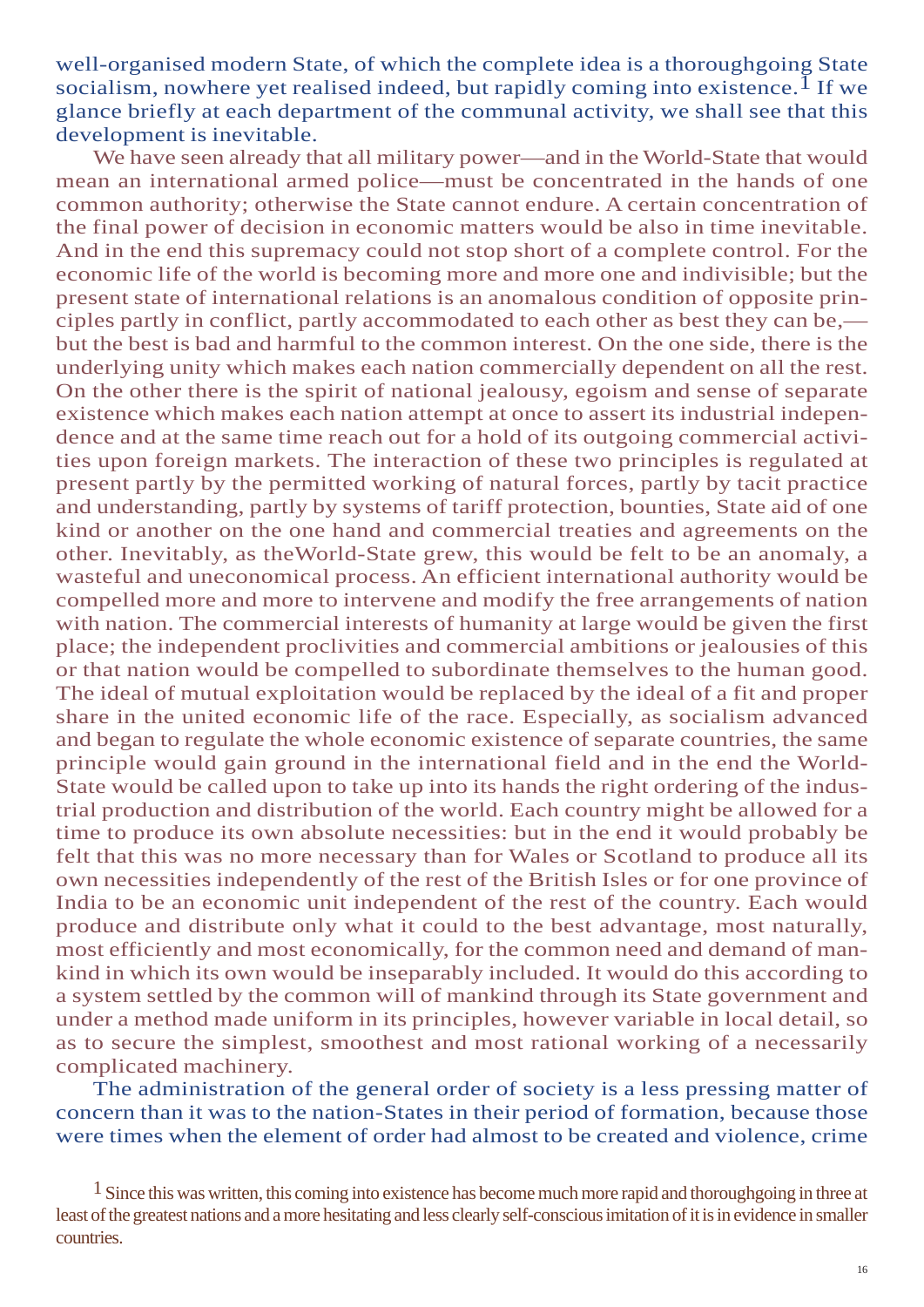well-organised modern State, of which the complete idea is a thoroughgoing State socialism, nowhere yet realised indeed, but rapidly coming into existence.[1] If we glance briefly at each department of the communal activity, we shall see that this development is inevitable.

We have seen already that all military power—and in the World-State that would mean an international armed police—must be concentrated in the hands of one common authority; otherwise the State cannot endure. A certain concentration of the final power of decision in economic matters would be also in time inevitable. And in the end this supremacy could not stop short of a complete control. For the economic life of the world is becoming more and more one and indivisible; but the present state of international relations is an anomalous condition of opposite principles partly in conflict, partly accommodated to each other as best they can be,—but the best is bad and harmful to the common interest. On the one side, there is the underlying unity which makes each nation commercially dependent on all the rest. On the other there is the spirit of national jealousy, egoism and sense of separate existence which makes each nation attempt at once to assert its industrial independence and at the same time reach out for a hold of its outgoing commercial activities upon foreign markets. The interaction of these two principles is regulated at present partly by the permitted working of natural forces, partly by tacit practice and understanding, partly by systems of tariff protection, bounties, State aid of one kind or another on the one hand and commercial treaties and agreements on the other. Inevitably, as theWorld-State grew, this would be felt to be an anomaly, a wasteful and uneconomical process. An efficient international authority would be compelled more and more to intervene and modify the free arrangements of nation with nation. The commercial interests of humanity at large would be given the first place; the independent proclivities and commercial ambitions or jealousies of this or that nation would be compelled to subordinate themselves to the human good. The ideal of mutual exploitation would be replaced by the ideal of a fit and proper share in the united economic life of the race. Especially, as socialism advanced and began to regulate the whole economic existence of separate countries, the same principle would gain ground in the international field and in the end the World-State would be called upon to take up into its hands the right ordering of the industrial production and distribution of the world. Each country might be allowed for a time to produce its own absolute necessities: but in the end it would probably be felt that this was no more necessary than for Wales or Scotland to produce all its own necessities independently of the rest of the British Isles or for one province of India to be an economic unit independent of the rest of the country. Each would produce and distribute only what it could to the best advantage, most naturally, most efficiently and most economically, for the common need and demand of mankind in which its own would be inseparably included. It would do this according to a system settled by the common will of mankind through its State government and under a method made uniform in its principles, however variable in local detail, so as to secure the simplest, smoothest and most rational working of a necessarily complicated machinery.

The administration of the general order of society is a less pressing matter of concern than it was to the nation-States in their period of formation, because those were times when the element of order had almost to be created and violence, crime

[1] Since this was written, this coming into existence has become much more rapid and thoroughgoing in three at least of the greatest nations and a more hesitating and less clearly self-conscious imitation of it is in evidence in smaller countries.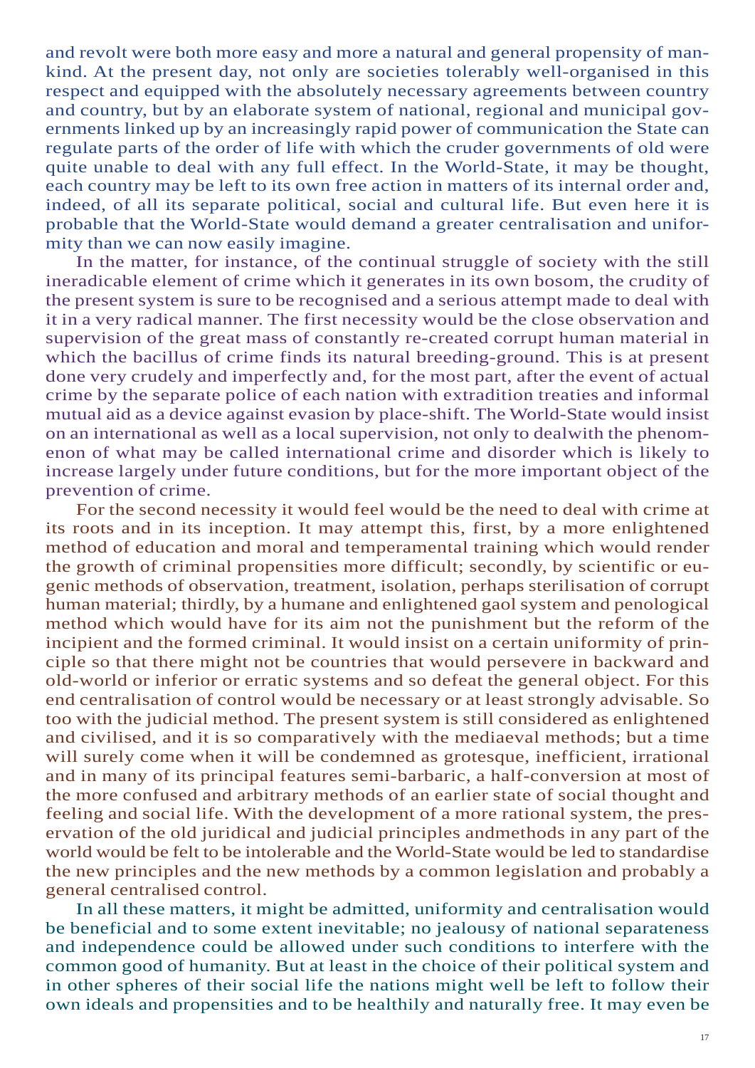and revolt were both more easy and more a natural and general propensity of mankind. At the present day, not only are societies tolerably well-organised in this respect and equipped with the absolutely necessary agreements between country and country, but by an elaborate system of national, regional and municipal governments linked up by an increasingly rapid power of communication the State can regulate parts of the order of life with which the cruder governments of old were quite unable to deal with any full effect. In the World-State, it may be thought, each country may be left to its own free action in matters of its internal order and, indeed, of all its separate political, social and cultural life. But even here it is probable that the World-State would demand a greater centralisation and uniformity than we can now easily imagine.

In the matter, for instance, of the continual struggle of society with the still ineradicable element of crime which it generates in its own bosom, the crudity of the present system is sure to be recognised and a serious attempt made to deal with it in a very radical manner. The first necessity would be the close observation and supervision of the great mass of constantly re-created corrupt human material in which the bacillus of crime finds its natural breeding-ground. This is at present done very crudely and imperfectly and, for the most part, after the event of actual crime by the separate police of each nation with extradition treaties and informal mutual aid as a device against evasion by place-shift. The World-State would insist on an international as well as a local supervision, not only to dealwith the phenomenon of what may be called international crime and disorder which is likely to increase largely under future conditions, but for the more important object of the prevention of crime.

For the second necessity it would feel would be the need to deal with crime at its roots and in its inception. It may attempt this, first, by a more enlightened method of education and moral and temperamental training which would render the growth of criminal propensities more difficult; secondly, by scientific or eugenic methods of observation, treatment, isolation, perhaps sterilisation of corrupt human material; thirdly, by a humane and enlightened gaol system and penological method which would have for its aim not the punishment but the reform of the incipient and the formed criminal. It would insist on a certain uniformity of principle so that there might not be countries that would persevere in backward and old-world or inferior or erratic systems and so defeat the general object. For this end centralisation of control would be necessary or at least strongly advisable. So too with the judicial method. The present system is still considered as enlightened and civilised, and it is so comparatively with the mediaeval methods; but a time will surely come when it will be condemned as grotesque, inefficient, irrational and in many of its principal features semi-barbaric, a half-conversion at most of the more confused and arbitrary methods of an earlier state of social thought and feeling and social life. With the development of a more rational system, the preservation of the old juridical and judicial principles andmethods in any part of the world would be felt to be intolerable and the World-State would be led to standardise the new principles and the new methods by a common legislation and probably a general centralised control.

In all these matters, it might be admitted, uniformity and centralisation would be beneficial and to some extent inevitable; no jealousy of national separateness and independence could be allowed under such conditions to interfere with the common good of humanity. But at least in the choice of their political system and in other spheres of their social life the nations might well be left to follow their own ideals and propensities and to be healthily and naturally free. It may even be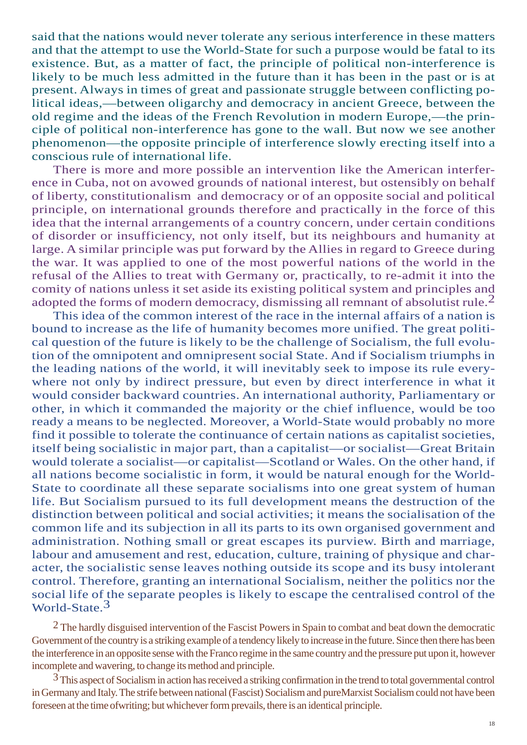said that the nations would never tolerate any serious interference in these matters and that the attempt to use the World-State for such a purpose would be fatal to its existence. But, as a matter of fact, the principle of political non-interference is likely to be much less admitted in the future than it has been in the past or is at present. Always in times of great and passionate struggle between conflicting political ideas,—between oligarchy and democracy in ancient Greece, between the old regime and the ideas of the French Revolution in modern Europe,—the principle of political non-interference has gone to the wall. But now we see another phenomenon—the opposite principle of interference slowly erecting itself into a conscious rule of international life.

There is more and more possible an intervention like the American interference in Cuba, not on avowed grounds of national interest, but ostensibly on behalf of liberty, constitutionalism and democracy or of an opposite social and political principle, on international grounds therefore and practically in the force of this idea that the internal arrangements of a country concern, under certain conditions of disorder or insufficiency, not only itself, but its neighbours and humanity at large. A similar principle was put forward by the Allies in regard to Greece during the war. It was applied to one of the most powerful nations of the world in the refusal of the Allies to treat with Germany or, practically, to re-admit it into the comity of nations unless it set aside its existing political system and principles and adopted the forms of modern democracy, dismissing all remnant of absolutist rule.[2]

This idea of the common interest of the race in the internal affairs of a nation is bound to increase as the life of humanity becomes more unified. The great political question of the future is likely to be the challenge of Socialism, the full evolution of the omnipotent and omnipresent social State. And if Socialism triumphs in the leading nations of the world, it will inevitably seek to impose its rule everywhere not only by indirect pressure, but even by direct interference in what it would consider backward countries. An international authority, Parliamentary or other, in which it commanded the majority or the chief influence, would be too ready a means to be neglected. Moreover, a World-State would probably no more find it possible to tolerate the continuance of certain nations as capitalist societies, itself being socialistic in major part, than a capitalist—or socialist—Great Britain would tolerate a socialist—or capitalist—Scotland or Wales. On the other hand, if all nations become socialistic in form, it would be natural enough for the World-State to coordinate all these separate socialisms into one great system of human life. But Socialism pursued to its full development means the destruction of the distinction between political and social activities; it means the socialisation of the common life and its subjection in all its parts to its own organised government and administration. Nothing small or great escapes its purview. Birth and marriage, labour and amusement and rest, education, culture, training of physique and character, the socialistic sense leaves nothing outside its scope and its busy intolerant control. Therefore, granting an international Socialism, neither the politics nor the social life of the separate peoples is likely to escape the centralised control of the World-State.[3]

[2] The hardly disguised intervention of the Fascist Powers in Spain to combat and beat down the democratic Government of the country is a striking example of a tendency likely to increase in the future. Since then there has been the interference in an opposite sense with the Franco regime in the same country and the pressure put upon it, however incomplete and wavering, to change its method and principle.

[3] This aspect of Socialism in action has received a striking confirmation in the trend to total governmental control in Germany and Italy. The strife between national (Fascist) Socialism and pure Marxist Socialism could not have been foreseen at the time of writing; but whichever form prevails, there is an identical principle.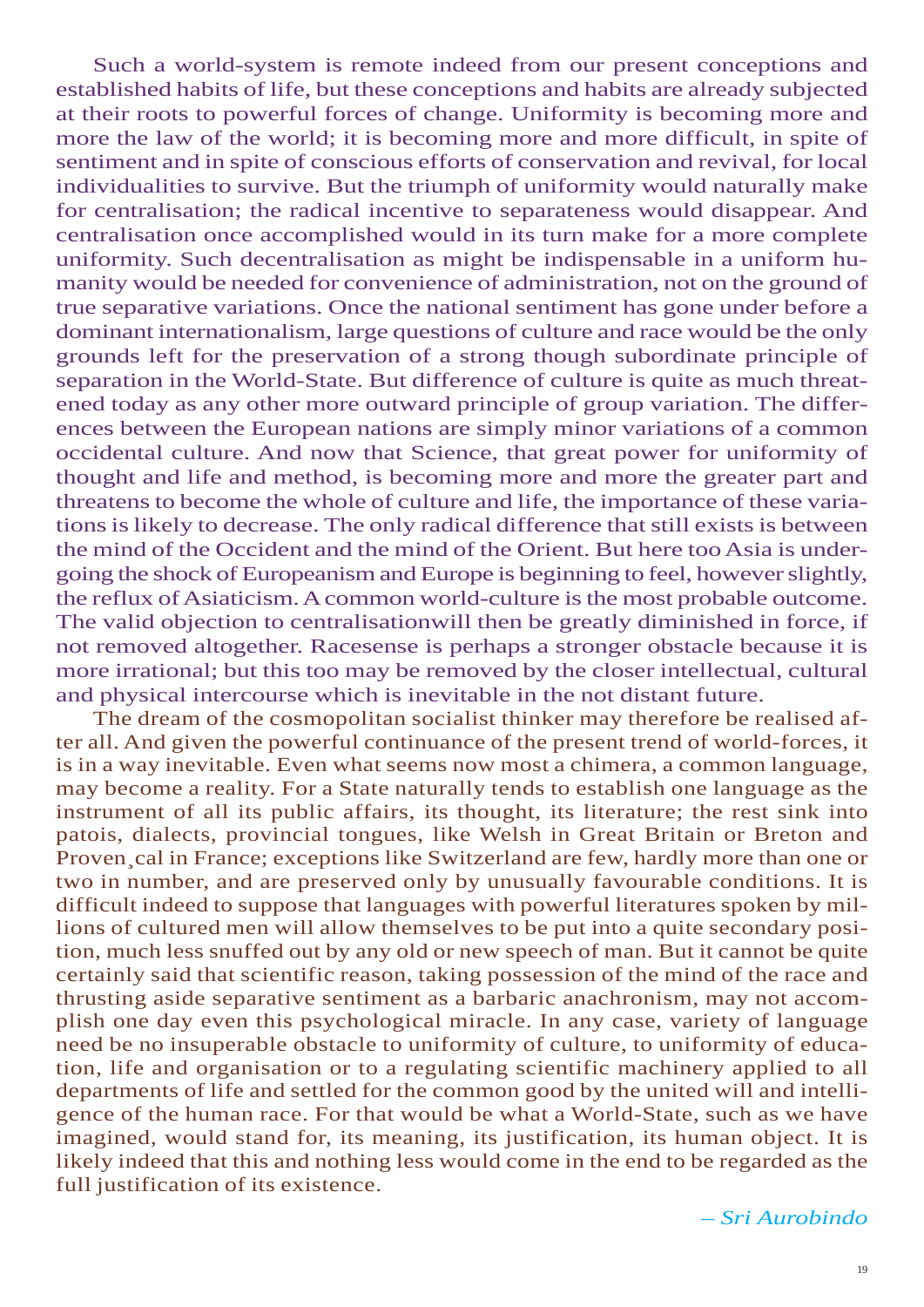Such a world-system is remote indeed from our present conceptions and established habits of life, but these conceptions and habits are already subjected at their roots to powerful forces of change. Uniformity is becoming more and more the law of the world; it is becoming more and more difficult, in spite of sentiment and in spite of conscious efforts of conservation and revival, for local individualities to survive. But the triumph of uniformity would naturally make for centralisation; the radical incentive to separateness would disappear. And centralisation once accomplished would in its turn make for a more complete uniformity. Such decentralisation as might be indispensable in a uniform humanity would be needed for convenience of administration, not on the ground of true separative variations. Once the national sentiment has gone under before a dominant internationalism, large questions of culture and race would be the only grounds left for the preservation of a strong though subordinate principle of separation in the World-State. But difference of culture is quite as much threatened today as any other more outward principle of group variation. The differences between the European nations are simply minor variations of a common occidental culture. And now that Science, that great power for uniformity of thought and life and method, is becoming more and more the greater part and threatens to become the whole of culture and life, the importance of these variations is likely to decrease. The only radical difference that still exists is between the mind of the Occident and the mind of the Orient. But here too Asia is undergoing the shock of Europeanism and Europe is beginning to feel, however slightly, the reflux of Asiaticism. A common world-culture is the most probable outcome. The valid objection to centralisationwill then be greatly diminished in force, if not removed altogether. Racesense is perhaps a stronger obstacle because it is more irrational; but this too may be removed by the closer intellectual, cultural and physical intercourse which is inevitable in the not distant future.

The dream of the cosmopolitan socialist thinker may therefore be realised after all. And given the powerful continuance of the present trend of world-forces, it is in a way inevitable. Even what seems now most a chimera, a common language, may become a reality. For a State naturally tends to establish one language as the instrument of all its public affairs, its thought, its literature; the rest sink into patois, dialects, provincial tongues, like Welsh in Great Britain or Breton and Provençal in France; exceptions like Switzerland are few, hardly more than one or two in number, and are preserved only by unusually favourable conditions. It is difficult indeed to suppose that languages with powerful literatures spoken by millions of cultured men will allow themselves to be put into a quite secondary position, much less snuffed out by any old or new speech of man. But it cannot be quite certainly said that scientific reason, taking possession of the mind of the race and thrusting aside separative sentiment as a barbaric anachronism, may not accomplish one day even this psychological miracle. In any case, variety of language need be no insuperable obstacle to uniformity of culture, to uniformity of education, life and organisation or to a regulating scientific machinery applied to all departments of life and settled for the common good by the united will and intelligence of the human race. For that would be what a World-State, such as we have imagined, would stand for, its meaning, its justification, its human object. It is likely indeed that this and nothing less would come in the end to be regarded as the full justification of its existence.

*– Sri Aurobindo*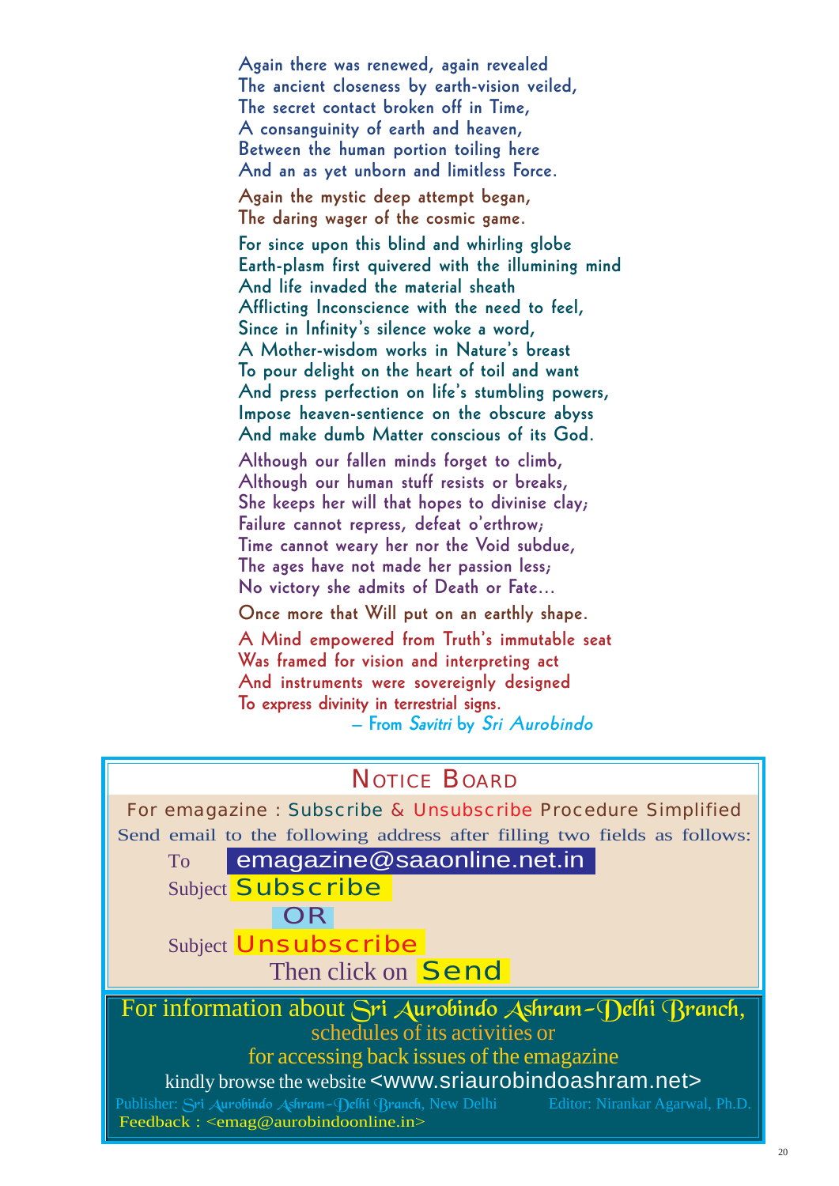Again there was renewed, again revealed
The ancient closeness by earth-vision veiled,
The secret contact broken off in Time,
A consanguinity of earth and heaven,
Between the human portion toiling here
And an as yet unborn and limitless Force.

Again the mystic deep attempt began,
The daring wager of the cosmic game.

For since upon this blind and whirling globe
Earth-plasm first quivered with the illumining mind
And life invaded the material sheath
Afflicting Inconscience with the need to feel,
Since in Infinity's silence woke a word,
A Mother-wisdom works in Nature's breast
To pour delight on the heart of toil and want
And press perfection on life's stumbling powers,
Impose heaven-sentience on the obscure abyss
And make dumb Matter conscious of its God.

Although our fallen minds forget to climb,
Although our human stuff resists or breaks,
She keeps her will that hopes to divinise clay;
Failure cannot repress, defeat o'erthrow;
Time cannot weary her nor the Void subdue,
The ages have not made her passion less;
No victory she admits of Death or Fate...

Once more that Will put on an earthly shape.

A Mind empowered from Truth's immutable seat
Was framed for vision and interpreting act
And instruments were sovereignly designed
To express divinity in terrestrial signs.

— From *Savitri* by *Sri Aurobindo*

## NOTICE BOARD

For emagazine : Subscribe & Unsubscribe Procedure Simplified

Send email to the following address after filling two fields as follows:

To emagazine@saaonline.net.in

Subject **Subscribe**

OR

Subject **Unsubscribe**

Then click on **Send**

For information about Sri Aurobindo Ashram-Delhi Branch,
schedules of its activities or
for accessing back issues of the emagazine
kindly browse the website <www.sriaurobindoashram.net>

Publisher: Sri Aurobindo Ashram-Delhi Branch, New Delhi Editor: Nirankar Agarwal, Ph.D.

Feedback : <emag@aurobindoonline.in>